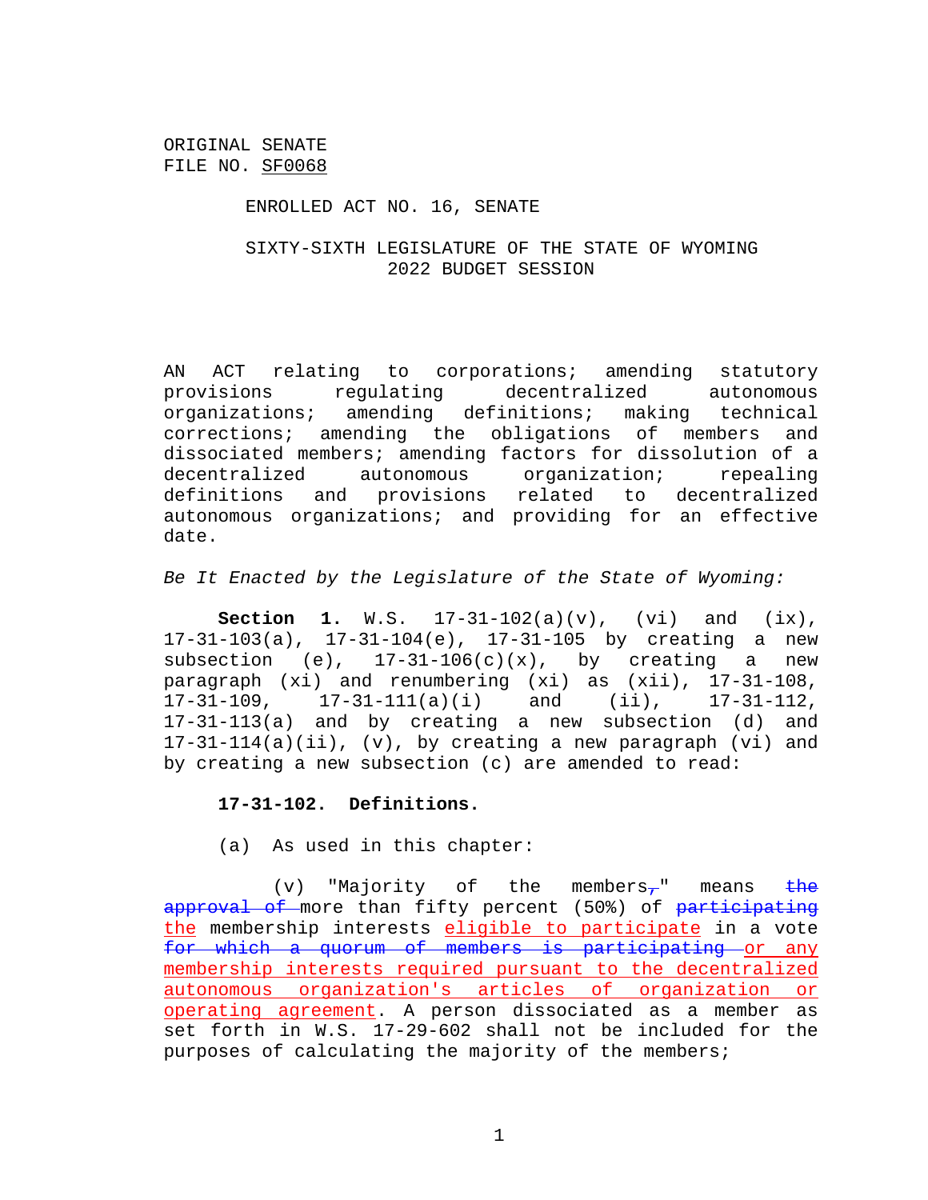ORIGINAL SENATE
FILE NO. SF0068

ENROLLED ACT NO. 16, SENATE

SIXTY-SIXTH LEGISLATURE OF THE STATE OF WYOMING
2022 BUDGET SESSION

AN ACT relating to corporations; amending statutory provisions regulating decentralized autonomous organizations; amending definitions; making technical corrections; amending the obligations of members and dissociated members; amending factors for dissolution of a decentralized autonomous organization; repealing definitions and provisions related to decentralized autonomous organizations; and providing for an effective date.

*Be It Enacted by the Legislature of the State of Wyoming:*

**Section 1.** W.S. 17-31-102(a)(v), (vi) and (ix), 17-31-103(a), 17-31-104(e), 17-31-105 by creating a new subsection (e), 17-31-106(c)(x), by creating a new paragraph (xi) and renumbering (xi) as (xii), 17-31-108, 17-31-109, 17-31-111(a)(i) and (ii), 17-31-112, 17-31-113(a) and by creating a new subsection (d) and 17-31-114(a)(ii), (v), by creating a new paragraph (vi) and by creating a new subsection (c) are amended to read:

**17-31-102. Definitions.**

(a) As used in this chapter:

(v) "Majority of the members~~,~~" means ~~the approval of~~ more than fifty percent (50%) of ~~participating~~ <u>the</u> membership interests <u>eligible to participate</u> in a vote ~~for which a quorum of members is participating~~ <u>or any membership interests required pursuant to the decentralized autonomous organization's articles of organization or operating agreement</u>. A person dissociated as a member as set forth in W.S. 17-29-602 shall not be included for the purposes of calculating the majority of the members;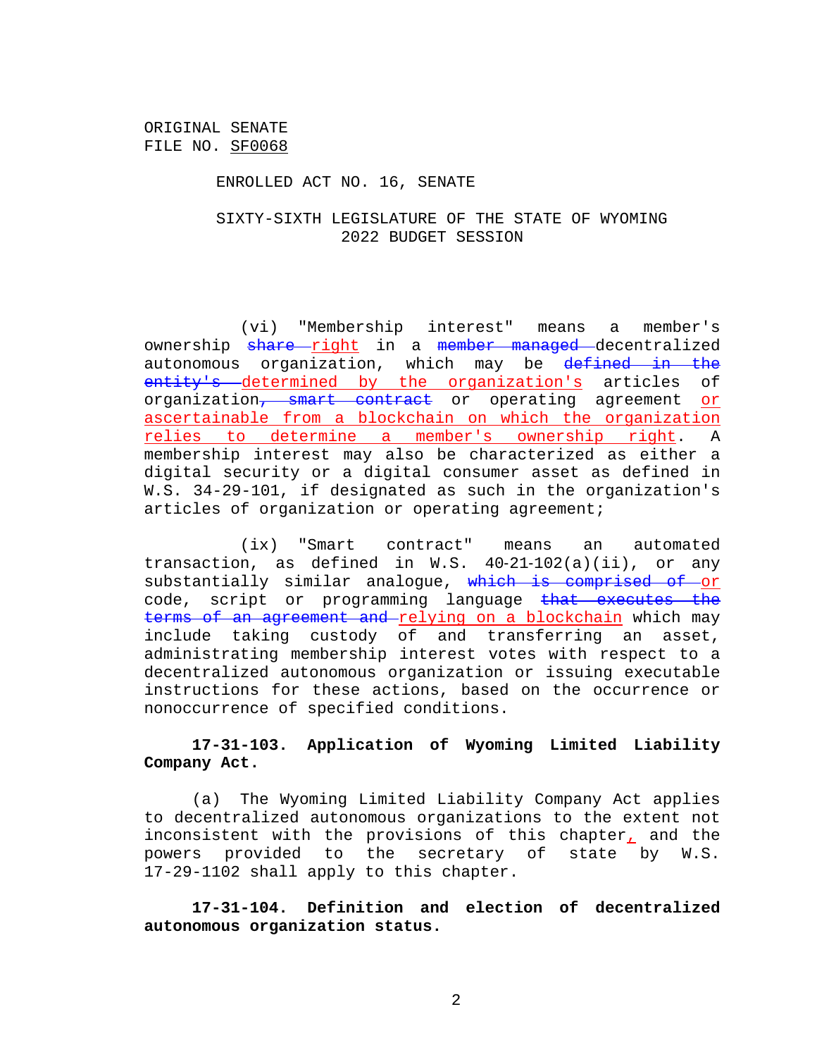(vi) "Membership interest" means a member's ownership ~~share~~ <u>right</u> in a ~~member managed~~ decentralized autonomous organization, which may be ~~defined in the entity's~~ <u>determined by the organization's</u> articles of organization~~, smart contract~~ or operating agreement <u>or ascertainable from a blockchain on which the organization relies to determine a member's ownership right</u>. A membership interest may also be characterized as either a digital security or a digital consumer asset as defined in W.S. 34-29-101, if designated as such in the organization's articles of organization or operating agreement;

(ix) "Smart contract" means an automated transaction, as defined in W.S. 40-21-102(a)(ii), or any substantially similar analogue, ~~which is comprised of~~ <u>or</u> code, script or programming language ~~that executes the terms of an agreement and~~ <u>relying on a blockchain</u> which may include taking custody of and transferring an asset, administrating membership interest votes with respect to a decentralized autonomous organization or issuing executable instructions for these actions, based on the occurrence or nonoccurrence of specified conditions.

**17-31-103. Application of Wyoming Limited Liability Company Act.**

(a) The Wyoming Limited Liability Company Act applies to decentralized autonomous organizations to the extent not inconsistent with the provisions of this chapter<u>,</u> and the powers provided to the secretary of state by W.S. 17-29-1102 shall apply to this chapter.

**17-31-104. Definition and election of decentralized autonomous organization status.**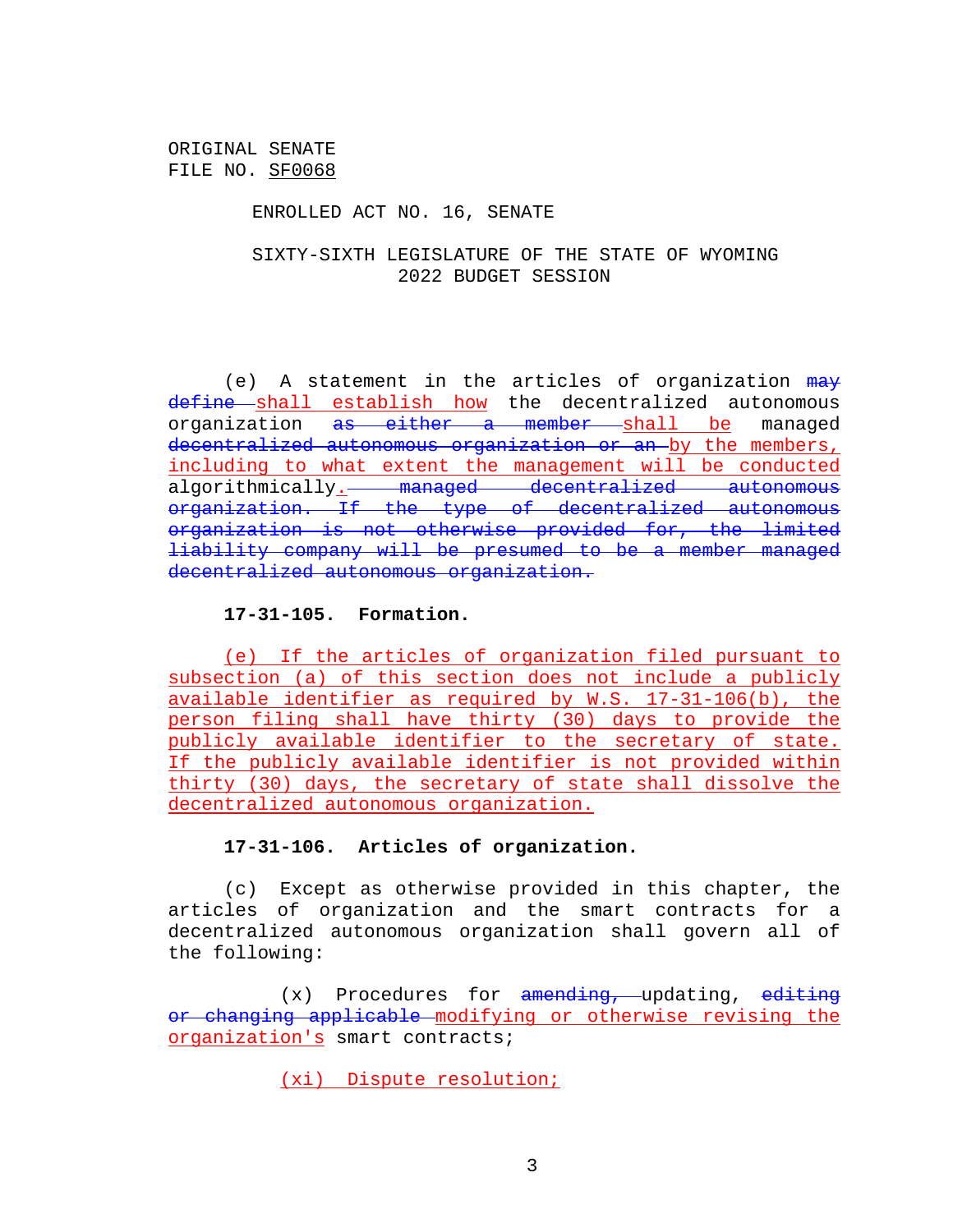(e) A statement in the articles of organization ~~may define~~ <u>shall establish how</u> the decentralized autonomous organization ~~as either a member~~ <u>shall be</u> managed ~~decentralized autonomous organization or an~~ <u>by the members, including to what extent the management will be conducted</u> algorithmically<u>.</u> ~~managed decentralized autonomous organization. If the type of decentralized autonomous organization is not otherwise provided for, the limited liability company will be presumed to be a member managed decentralized autonomous organization.~~

**17-31-105. Formation.**

<u>(e) If the articles of organization filed pursuant to subsection (a) of this section does not include a publicly available identifier as required by W.S. 17-31-106(b), the person filing shall have thirty (30) days to provide the publicly available identifier to the secretary of state. If the publicly available identifier is not provided within thirty (30) days, the secretary of state shall dissolve the decentralized autonomous organization.</u>

**17-31-106. Articles of organization.**

(c) Except as otherwise provided in this chapter, the articles of organization and the smart contracts for a decentralized autonomous organization shall govern all of the following:

(x) Procedures for ~~amending,~~ updating, ~~editing or changing applicable~~ <u>modifying or otherwise revising the organization's</u> smart contracts;

<u>(xi) Dispute resolution;</u>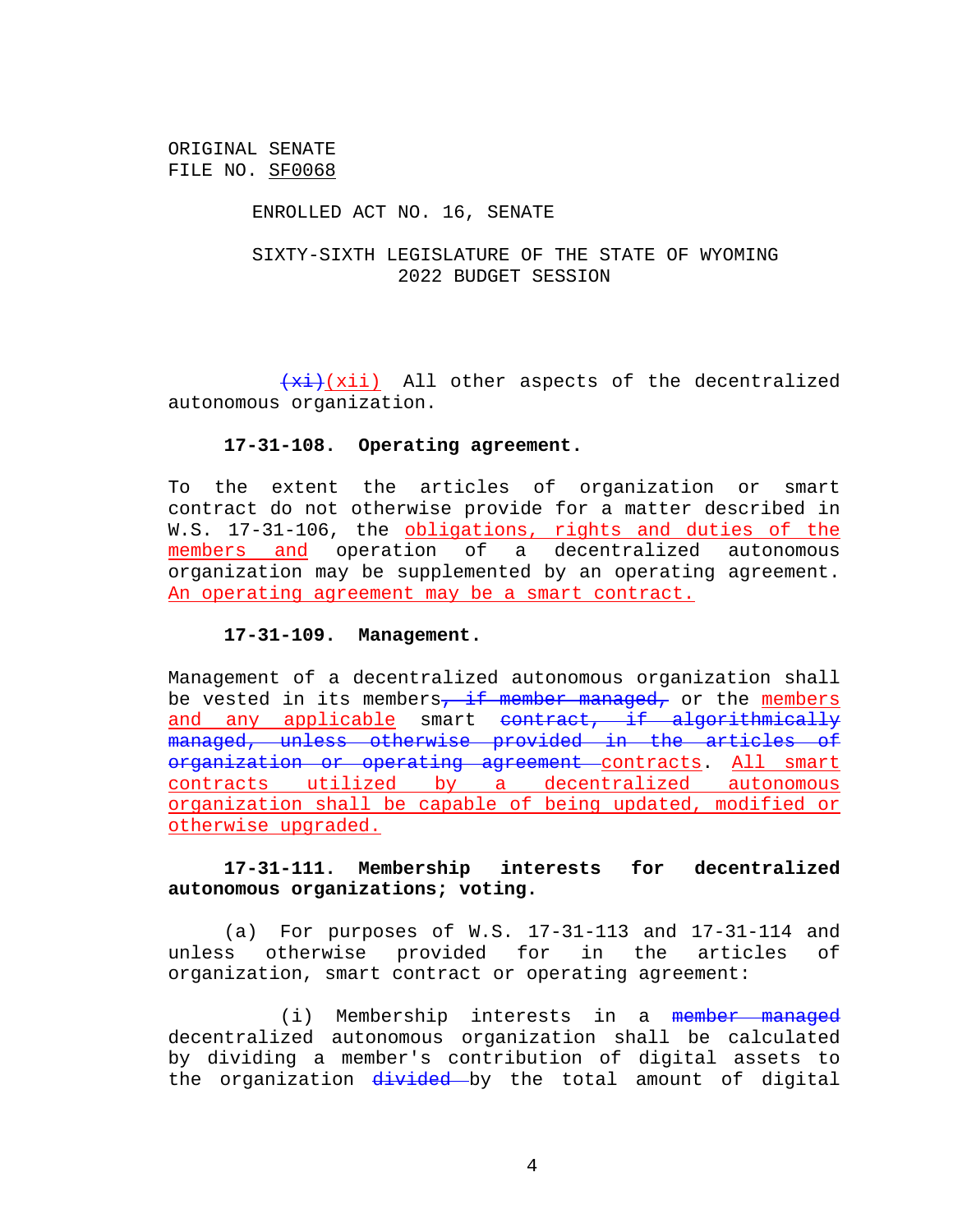ORIGINAL SENATE
FILE NO. SF0068

ENROLLED ACT NO. 16, SENATE

SIXTY-SIXTH LEGISLATURE OF THE STATE OF WYOMING
2022 BUDGET SESSION

~~(xi)~~(xii) All other aspects of the decentralized autonomous organization.

**17-31-108. Operating agreement.**

To the extent the articles of organization or smart contract do not otherwise provide for a matter described in W.S. 17-31-106, the obligations, rights and duties of the members and operation of a decentralized autonomous organization may be supplemented by an operating agreement. An operating agreement may be a smart contract.

**17-31-109. Management.**

Management of a decentralized autonomous organization shall be vested in its members~~, if member managed,~~ or the members and any applicable smart ~~contract, if algorithmically managed, unless otherwise provided in the articles of organization or operating agreement~~ contracts. All smart contracts utilized by a decentralized autonomous organization shall be capable of being updated, modified or otherwise upgraded.

**17-31-111. Membership interests for decentralized autonomous organizations; voting.**

(a) For purposes of W.S. 17-31-113 and 17-31-114 and unless otherwise provided for in the articles of organization, smart contract or operating agreement:

(i) Membership interests in a ~~member managed~~ decentralized autonomous organization shall be calculated by dividing a member's contribution of digital assets to the organization ~~divided~~ by the total amount of digital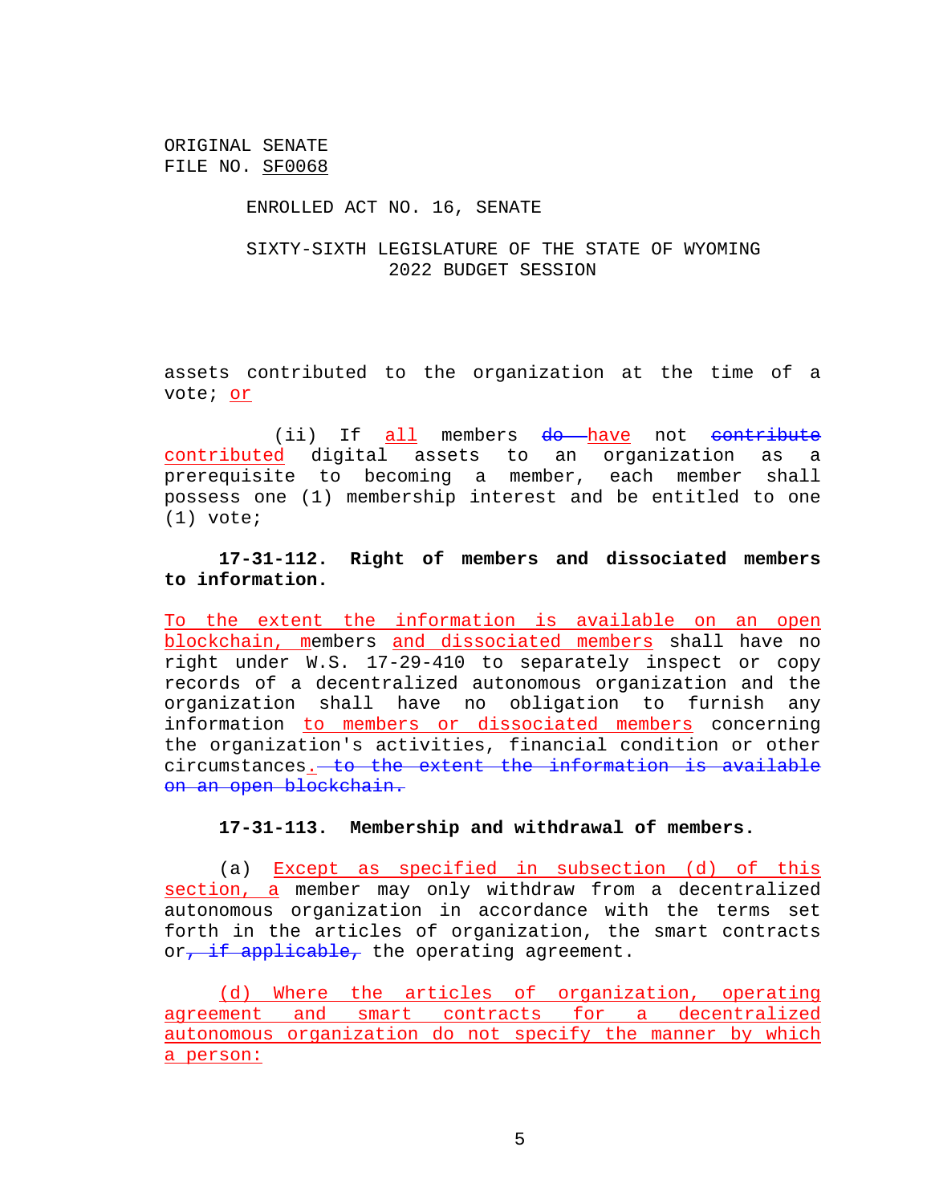ORIGINAL SENATE FILE NO. SF0068

ENROLLED ACT NO. 16, SENATE

SIXTY-SIXTH LEGISLATURE OF THE STATE OF WYOMING
2022 BUDGET SESSION

assets contributed to the organization at the time of a vote; or

(ii) If all members ~~do~~ have not ~~contribute~~ contributed digital assets to an organization as a prerequisite to becoming a member, each member shall possess one (1) membership interest and be entitled to one (1) vote;

**17-31-112. Right of members and dissociated members to information.**

To the extent the information is available on an open blockchain, members and dissociated members shall have no right under W.S. 17-29-410 to separately inspect or copy records of a decentralized autonomous organization and the organization shall have no obligation to furnish any information to members or dissociated members concerning the organization's activities, financial condition or other circumstances. ~~to the extent the information is available on an open blockchain.~~

**17-31-113. Membership and withdrawal of members.**

(a) Except as specified in subsection (d) of this section, a member may only withdraw from a decentralized autonomous organization in accordance with the terms set forth in the articles of organization, the smart contracts or~~, if applicable,~~ the operating agreement.

(d) Where the articles of organization, operating agreement and smart contracts for a decentralized autonomous organization do not specify the manner by which a person: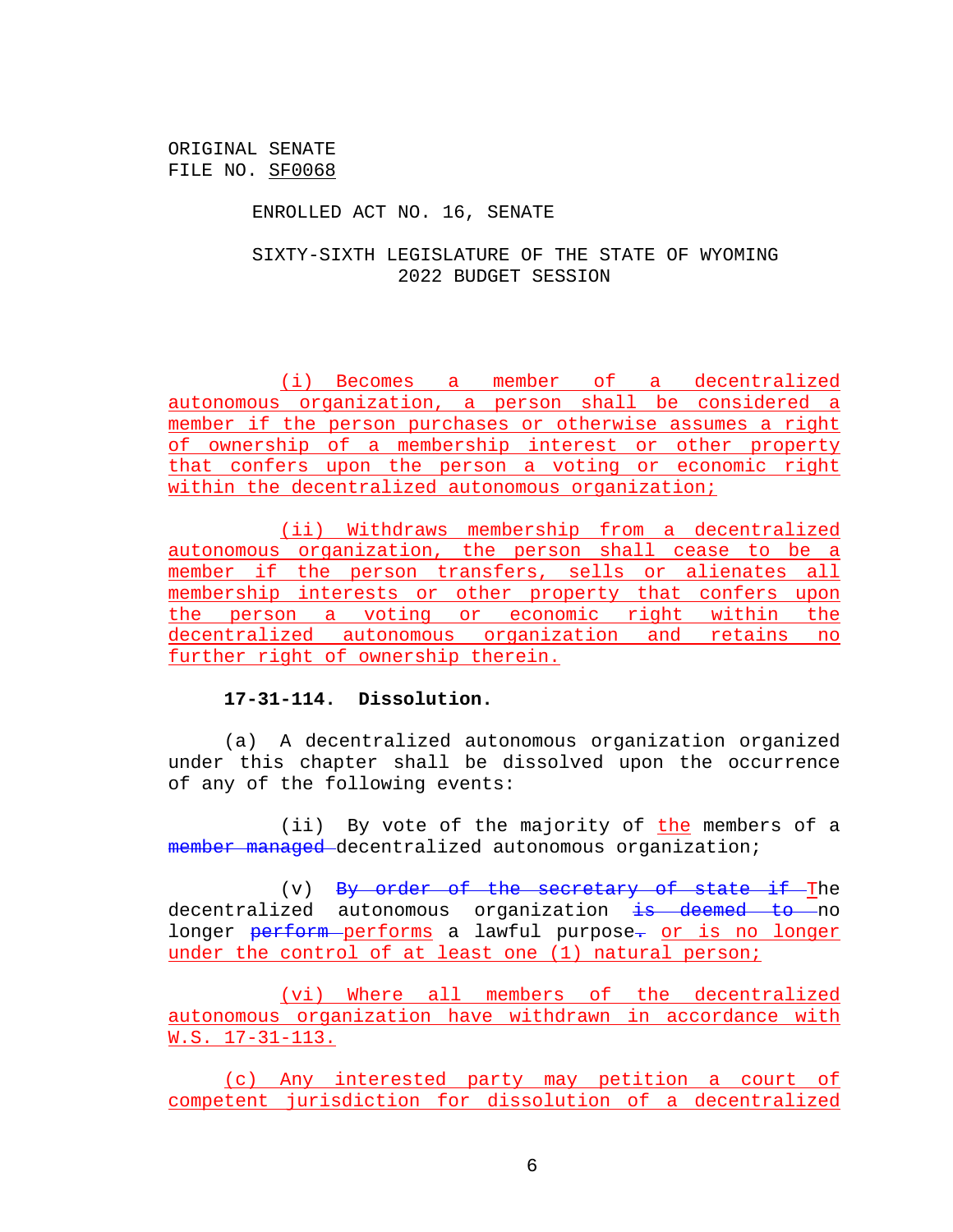ORIGINAL SENATE
FILE NO. SF0068

ENROLLED ACT NO. 16, SENATE

SIXTY-SIXTH LEGISLATURE OF THE STATE OF WYOMING
2022 BUDGET SESSION

(i) Becomes a member of a decentralized autonomous organization, a person shall be considered a member if the person purchases or otherwise assumes a right of ownership of a membership interest or other property that confers upon the person a voting or economic right within the decentralized autonomous organization;

(ii) Withdraws membership from a decentralized autonomous organization, the person shall cease to be a member if the person transfers, sells or alienates all membership interests or other property that confers upon the person a voting or economic right within the decentralized autonomous organization and retains no further right of ownership therein.

**17-31-114. Dissolution.**

(a) A decentralized autonomous organization organized under this chapter shall be dissolved upon the occurrence of any of the following events:

(ii) By vote of the majority of the members of a ~~member managed~~ decentralized autonomous organization;

(v) ~~By order of the secretary of state if t~~The decentralized autonomous organization ~~is deemed to~~ no longer ~~perform~~ performs a lawful purpose~~.~~ or is no longer under the control of at least one (1) natural person;

(vi) Where all members of the decentralized autonomous organization have withdrawn in accordance with W.S. 17-31-113.

(c) Any interested party may petition a court of competent jurisdiction for dissolution of a decentralized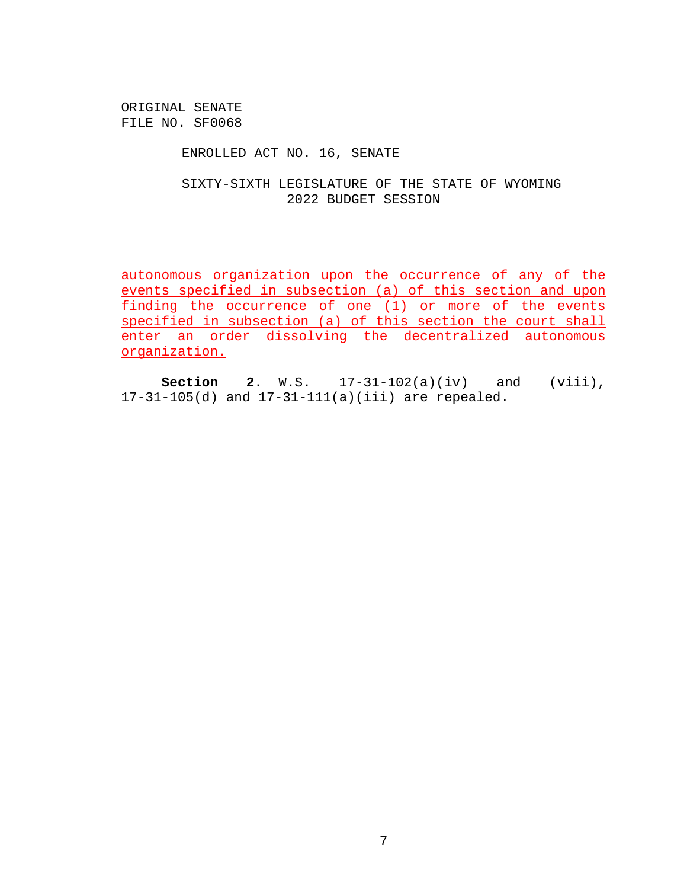ORIGINAL SENATE
FILE NO. SF0068

ENROLLED ACT NO. 16, SENATE

SIXTY-SIXTH LEGISLATURE OF THE STATE OF WYOMING
2022 BUDGET SESSION

autonomous organization upon the occurrence of any of the events specified in subsection (a) of this section and upon finding the occurrence of one (1) or more of the events specified in subsection (a) of this section the court shall enter an order dissolving the decentralized autonomous organization.

**Section 2.** W.S. 17-31-102(a)(iv) and (viii), 17-31-105(d) and 17-31-111(a)(iii) are repealed.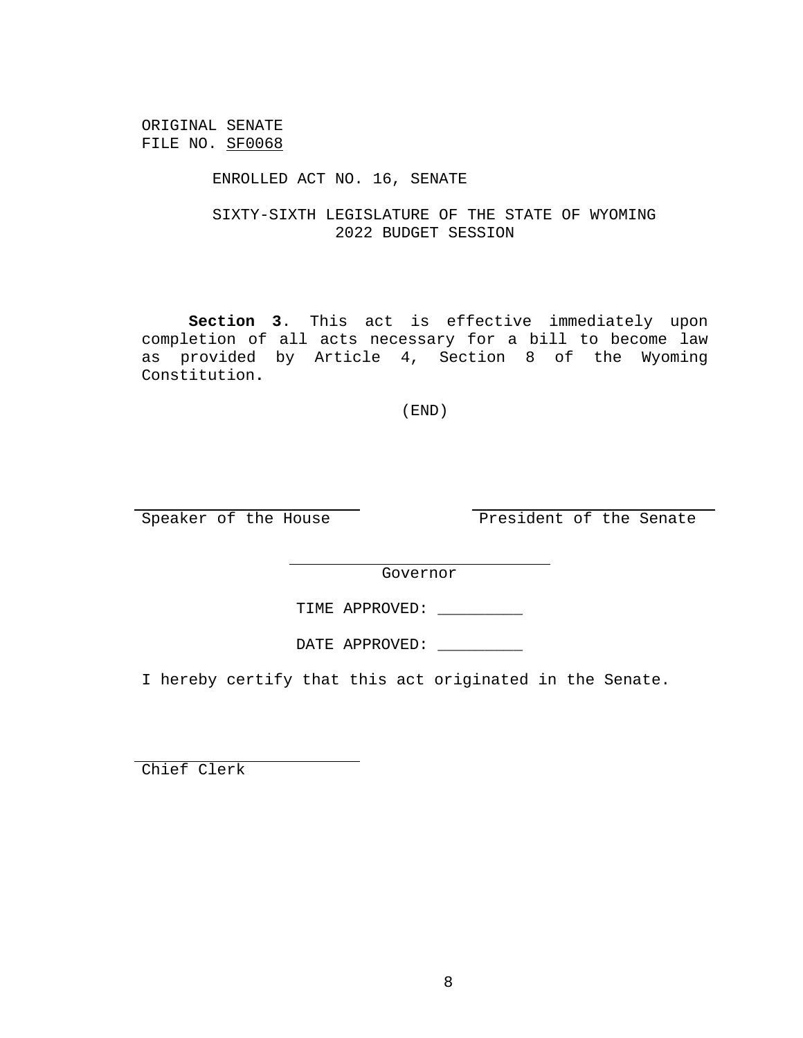ORIGINAL SENATE
FILE NO. SF0068

ENROLLED ACT NO. 16, SENATE

SIXTY-SIXTH LEGISLATURE OF THE STATE OF WYOMING
2022 BUDGET SESSION

**Section 3**. This act is effective immediately upon completion of all acts necessary for a bill to become law as provided by Article 4, Section 8 of the Wyoming Constitution.

(END)

Speaker of the House

President of the Senate

Governor

TIME APPROVED: _________

DATE APPROVED: _________

I hereby certify that this act originated in the Senate.

Chief Clerk